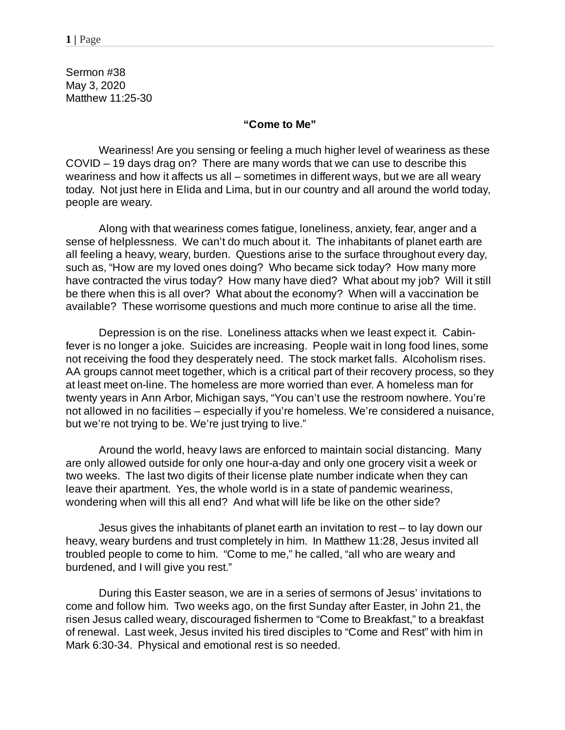Sermon #38
May 3, 2020
Matthew 11:25-30

**"Come to Me"**

Weariness! Are you sensing or feeling a much higher level of weariness as these COVID – 19 days drag on? There are many words that we can use to describe this weariness and how it affects us all – sometimes in different ways, but we are all weary today. Not just here in Elida and Lima, but in our country and all around the world today, people are weary.

Along with that weariness comes fatigue, loneliness, anxiety, fear, anger and a sense of helplessness. We can't do much about it. The inhabitants of planet earth are all feeling a heavy, weary, burden. Questions arise to the surface throughout every day, such as, "How are my loved ones doing? Who became sick today? How many more have contracted the virus today? How many have died? What about my job? Will it still be there when this is all over? What about the economy? When will a vaccination be available? These worrisome questions and much more continue to arise all the time.

Depression is on the rise. Loneliness attacks when we least expect it. Cabin-fever is no longer a joke. Suicides are increasing. People wait in long food lines, some not receiving the food they desperately need. The stock market falls. Alcoholism rises. AA groups cannot meet together, which is a critical part of their recovery process, so they at least meet on-line. The homeless are more worried than ever. A homeless man for twenty years in Ann Arbor, Michigan says, "You can't use the restroom nowhere. You're not allowed in no facilities – especially if you're homeless. We're considered a nuisance, but we're not trying to be. We're just trying to live."

Around the world, heavy laws are enforced to maintain social distancing. Many are only allowed outside for only one hour-a-day and only one grocery visit a week or two weeks. The last two digits of their license plate number indicate when they can leave their apartment. Yes, the whole world is in a state of pandemic weariness, wondering when will this all end? And what will life be like on the other side?

Jesus gives the inhabitants of planet earth an invitation to rest – to lay down our heavy, weary burdens and trust completely in him. In Matthew 11:28, Jesus invited all troubled people to come to him. "Come to me," he called, "all who are weary and burdened, and I will give you rest."

During this Easter season, we are in a series of sermons of Jesus' invitations to come and follow him. Two weeks ago, on the first Sunday after Easter, in John 21, the risen Jesus called weary, discouraged fishermen to "Come to Breakfast," to a breakfast of renewal. Last week, Jesus invited his tired disciples to "Come and Rest" with him in Mark 6:30-34. Physical and emotional rest is so needed.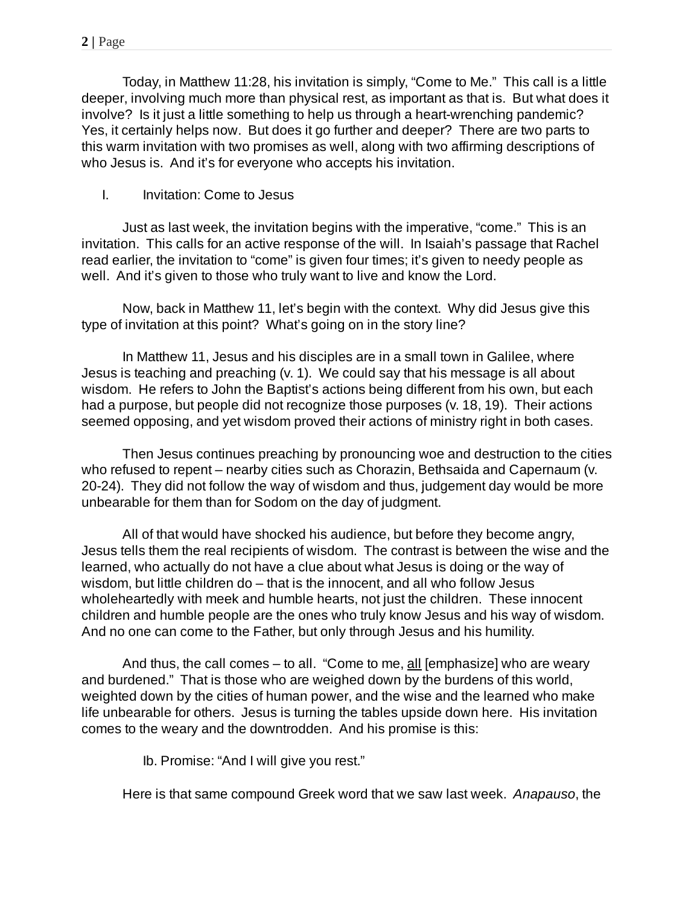Today, in Matthew 11:28, his invitation is simply, "Come to Me." This call is a little deeper, involving much more than physical rest, as important as that is. But what does it involve? Is it just a little something to help us through a heart-wrenching pandemic? Yes, it certainly helps now. But does it go further and deeper? There are two parts to this warm invitation with two promises as well, along with two affirming descriptions of who Jesus is. And it's for everyone who accepts his invitation.

I. Invitation: Come to Jesus

Just as last week, the invitation begins with the imperative, "come." This is an invitation. This calls for an active response of the will. In Isaiah's passage that Rachel read earlier, the invitation to "come" is given four times; it's given to needy people as well. And it's given to those who truly want to live and know the Lord.

Now, back in Matthew 11, let's begin with the context. Why did Jesus give this type of invitation at this point? What's going on in the story line?

In Matthew 11, Jesus and his disciples are in a small town in Galilee, where Jesus is teaching and preaching (v. 1). We could say that his message is all about wisdom. He refers to John the Baptist's actions being different from his own, but each had a purpose, but people did not recognize those purposes (v. 18, 19). Their actions seemed opposing, and yet wisdom proved their actions of ministry right in both cases.

Then Jesus continues preaching by pronouncing woe and destruction to the cities who refused to repent – nearby cities such as Chorazin, Bethsaida and Capernaum (v. 20-24). They did not follow the way of wisdom and thus, judgement day would be more unbearable for them than for Sodom on the day of judgment.

All of that would have shocked his audience, but before they become angry, Jesus tells them the real recipients of wisdom. The contrast is between the wise and the learned, who actually do not have a clue about what Jesus is doing or the way of wisdom, but little children do – that is the innocent, and all who follow Jesus wholeheartedly with meek and humble hearts, not just the children. These innocent children and humble people are the ones who truly know Jesus and his way of wisdom. And no one can come to the Father, but only through Jesus and his humility.

And thus, the call comes – to all. "Come to me, <u>all</u> [emphasize] who are weary and burdened." That is those who are weighed down by the burdens of this world, weighted down by the cities of human power, and the wise and the learned who make life unbearable for others. Jesus is turning the tables upside down here. His invitation comes to the weary and the downtrodden. And his promise is this:

Ib. Promise: "And I will give you rest."

Here is that same compound Greek word that we saw last week. *Anapauso*, the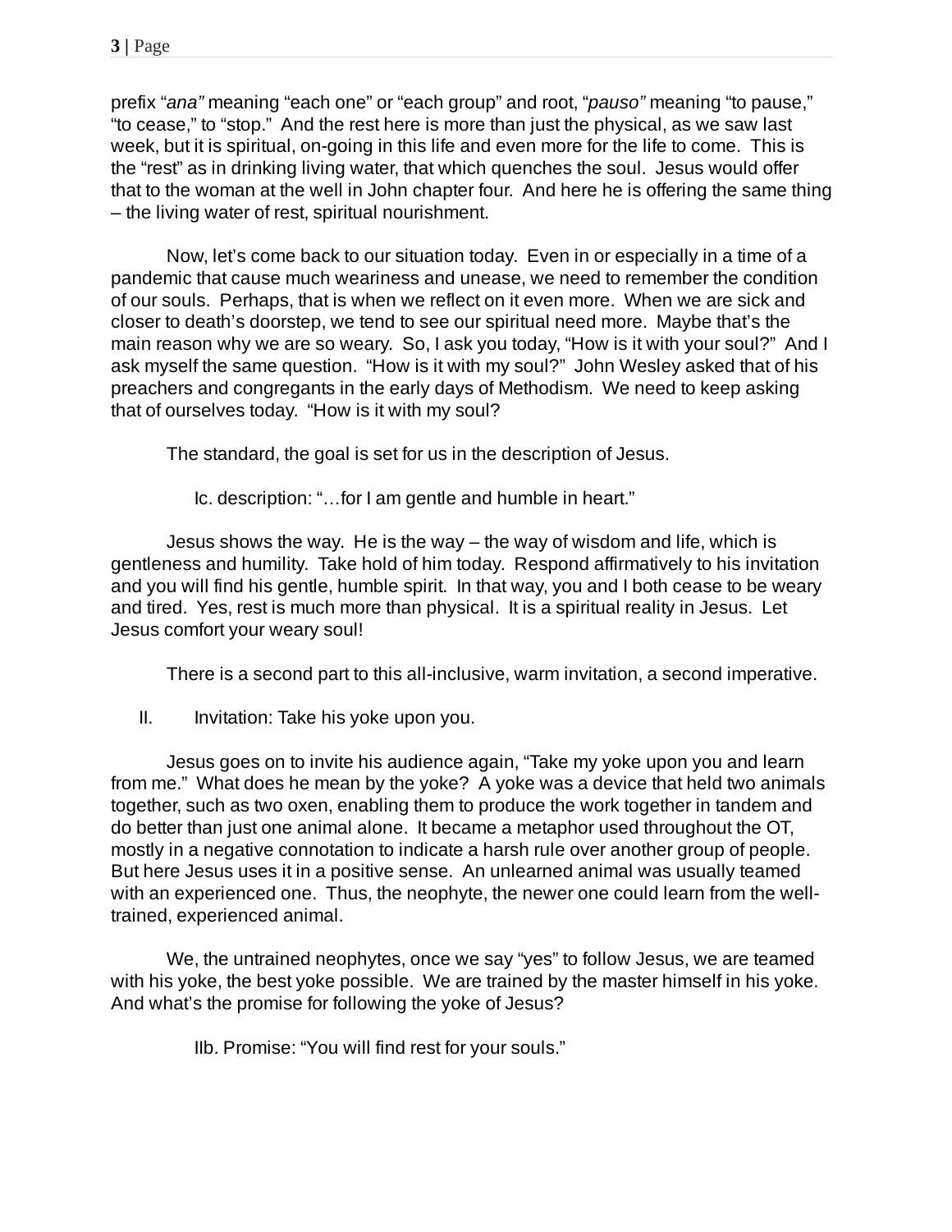prefix “*ana”* meaning “each one” or “each group” and root, “*pauso”* meaning “to pause,” “to cease,” to “stop.” And the rest here is more than just the physical, as we saw last week, but it is spiritual, on-going in this life and even more for the life to come. This is the “rest” as in drinking living water, that which quenches the soul. Jesus would offer that to the woman at the well in John chapter four. And here he is offering the same thing – the living water of rest, spiritual nourishment.

Now, let’s come back to our situation today. Even in or especially in a time of a pandemic that cause much weariness and unease, we need to remember the condition of our souls. Perhaps, that is when we reflect on it even more. When we are sick and closer to death’s doorstep, we tend to see our spiritual need more. Maybe that’s the main reason why we are so weary. So, I ask you today, “How is it with your soul?” And I ask myself the same question. “How is it with my soul?” John Wesley asked that of his preachers and congregants in the early days of Methodism. We need to keep asking that of ourselves today. “How is it with my soul?

The standard, the goal is set for us in the description of Jesus.

Ic. description: “…for I am gentle and humble in heart.”

Jesus shows the way. He is the way – the way of wisdom and life, which is gentleness and humility. Take hold of him today. Respond affirmatively to his invitation and you will find his gentle, humble spirit. In that way, you and I both cease to be weary and tired. Yes, rest is much more than physical. It is a spiritual reality in Jesus. Let Jesus comfort your weary soul!

There is a second part to this all-inclusive, warm invitation, a second imperative.

II. Invitation: Take his yoke upon you.

Jesus goes on to invite his audience again, “Take my yoke upon you and learn from me.” What does he mean by the yoke? A yoke was a device that held two animals together, such as two oxen, enabling them to produce the work together in tandem and do better than just one animal alone. It became a metaphor used throughout the OT, mostly in a negative connotation to indicate a harsh rule over another group of people. But here Jesus uses it in a positive sense. An unlearned animal was usually teamed with an experienced one. Thus, the neophyte, the newer one could learn from the well-trained, experienced animal.

We, the untrained neophytes, once we say “yes” to follow Jesus, we are teamed with his yoke, the best yoke possible. We are trained by the master himself in his yoke. And what’s the promise for following the yoke of Jesus?

IIb. Promise: “You will find rest for your souls.”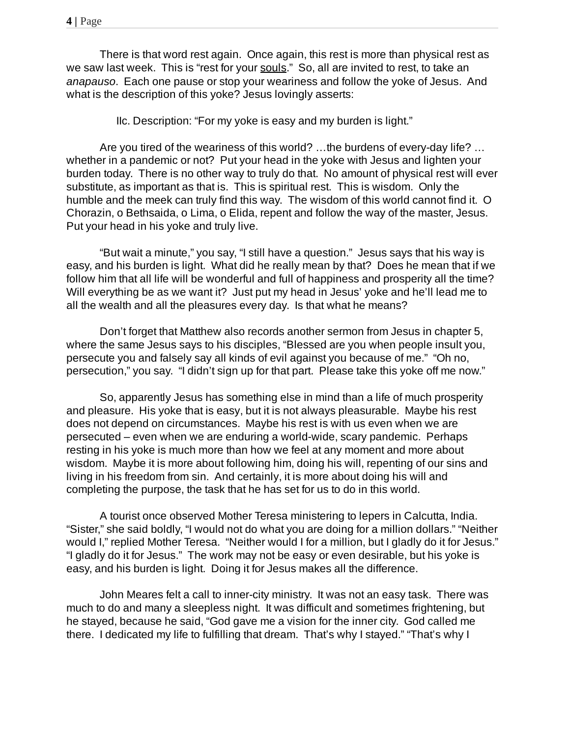There is that word rest again. Once again, this rest is more than physical rest as we saw last week. This is "rest for your <u>souls</u>." So, all are invited to rest, to take an *anapauso*. Each one pause or stop your weariness and follow the yoke of Jesus. And what is the description of this yoke? Jesus lovingly asserts:

IIc. Description: "For my yoke is easy and my burden is light."

Are you tired of the weariness of this world? …the burdens of every-day life? …whether in a pandemic or not? Put your head in the yoke with Jesus and lighten your burden today. There is no other way to truly do that. No amount of physical rest will ever substitute, as important as that is. This is spiritual rest. This is wisdom. Only the humble and the meek can truly find this way. The wisdom of this world cannot find it. O Chorazin, o Bethsaida, o Lima, o Elida, repent and follow the way of the master, Jesus. Put your head in his yoke and truly live.

"But wait a minute," you say, "I still have a question." Jesus says that his way is easy, and his burden is light. What did he really mean by that? Does he mean that if we follow him that all life will be wonderful and full of happiness and prosperity all the time? Will everything be as we want it? Just put my head in Jesus' yoke and he'll lead me to all the wealth and all the pleasures every day. Is that what he means?

Don't forget that Matthew also records another sermon from Jesus in chapter 5, where the same Jesus says to his disciples, "Blessed are you when people insult you, persecute you and falsely say all kinds of evil against you because of me." "Oh no, persecution," you say. "I didn't sign up for that part. Please take this yoke off me now."

So, apparently Jesus has something else in mind than a life of much prosperity and pleasure. His yoke that is easy, but it is not always pleasurable. Maybe his rest does not depend on circumstances. Maybe his rest is with us even when we are persecuted – even when we are enduring a world-wide, scary pandemic. Perhaps resting in his yoke is much more than how we feel at any moment and more about wisdom. Maybe it is more about following him, doing his will, repenting of our sins and living in his freedom from sin. And certainly, it is more about doing his will and completing the purpose, the task that he has set for us to do in this world.

A tourist once observed Mother Teresa ministering to lepers in Calcutta, India. "Sister," she said boldly, "I would not do what you are doing for a million dollars." "Neither would I," replied Mother Teresa. "Neither would I for a million, but I gladly do it for Jesus." "I gladly do it for Jesus." The work may not be easy or even desirable, but his yoke is easy, and his burden is light. Doing it for Jesus makes all the difference.

John Meares felt a call to inner-city ministry. It was not an easy task. There was much to do and many a sleepless night. It was difficult and sometimes frightening, but he stayed, because he said, "God gave me a vision for the inner city. God called me there. I dedicated my life to fulfilling that dream. That's why I stayed." "That's why I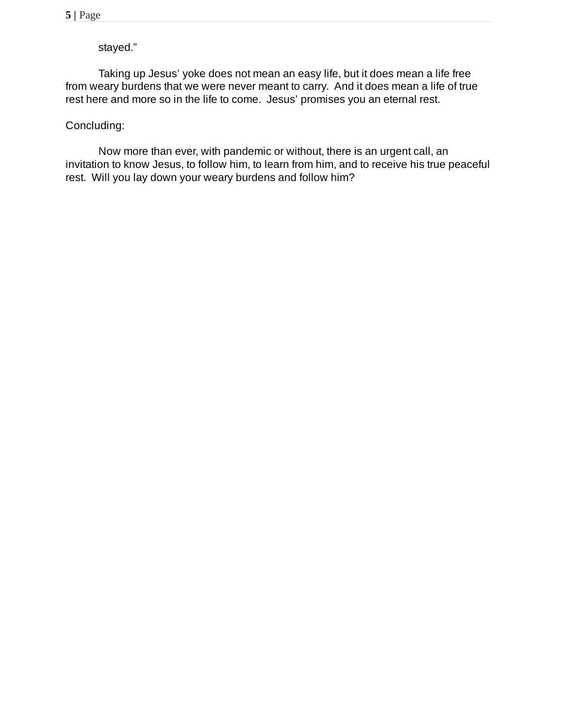stayed."

Taking up Jesus' yoke does not mean an easy life, but it does mean a life free from weary burdens that we were never meant to carry. And it does mean a life of true rest here and more so in the life to come. Jesus' promises you an eternal rest.

Concluding:

Now more than ever, with pandemic or without, there is an urgent call, an invitation to know Jesus, to follow him, to learn from him, and to receive his true peaceful rest. Will you lay down your weary burdens and follow him?